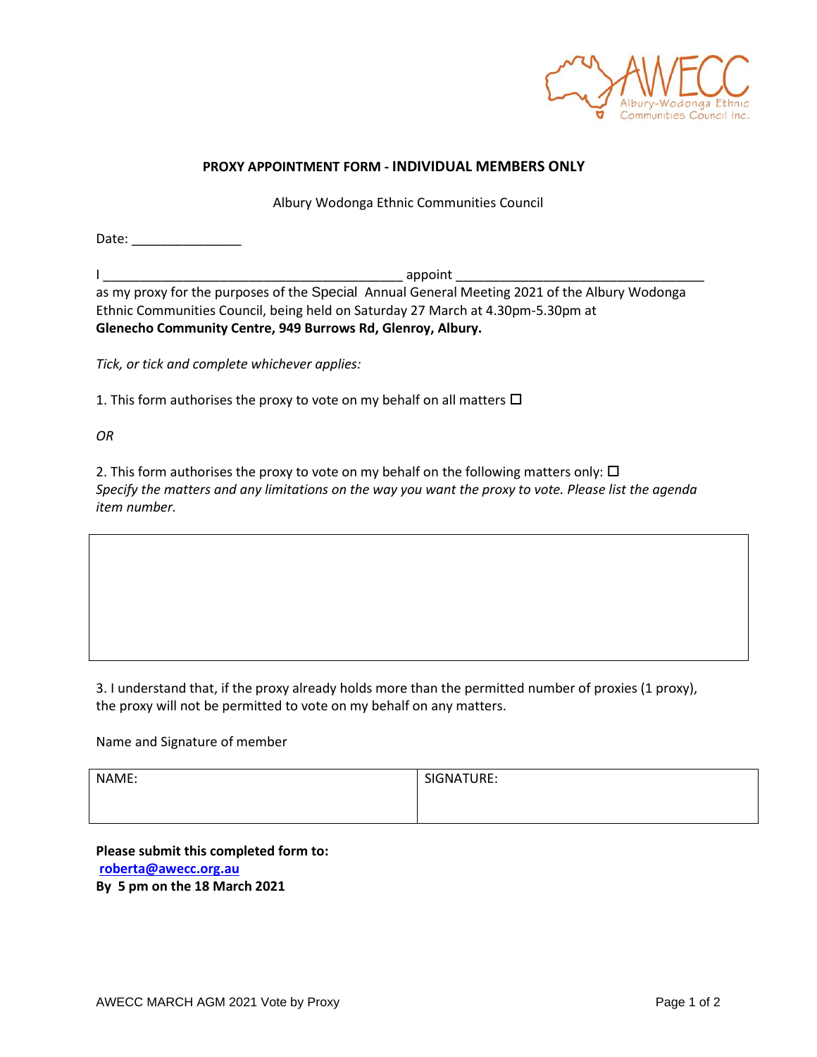## PROXY APPOINTMENT FORM - INDIVIDUAL MEMBERS ONLY

Albury Wodonga Ethnic Communities Council

Date: _______________

I _________________________________________ appoint __________________________________
as my proxy for the purposes of the Special Annual General Meeting 2021 of the Albury Wodonga Ethnic Communities Council, being held on Saturday 27 March at 4.30pm-5.30pm at **Glenecho Community Centre, 949 Burrows Rd, Glenroy, Albury.**

*Tick, or tick and complete whichever applies:*

1. This form authorises the proxy to vote on my behalf on all matters ☐

*OR*

2. This form authorises the proxy to vote on my behalf on the following matters only: ☐
*Specify the matters and any limitations on the way you want the proxy to vote. Please list the agenda item number.*

| |
|---|
| |

3. I understand that, if the proxy already holds more than the permitted number of proxies (1 proxy), the proxy will not be permitted to vote on my behalf on any matters.

Name and Signature of member

| NAME: | SIGNATURE: |
|---|---|
| | |

**Please submit this completed form to:**
**roberta@awecc.org.au**
**By 5 pm on the 18 March 2021**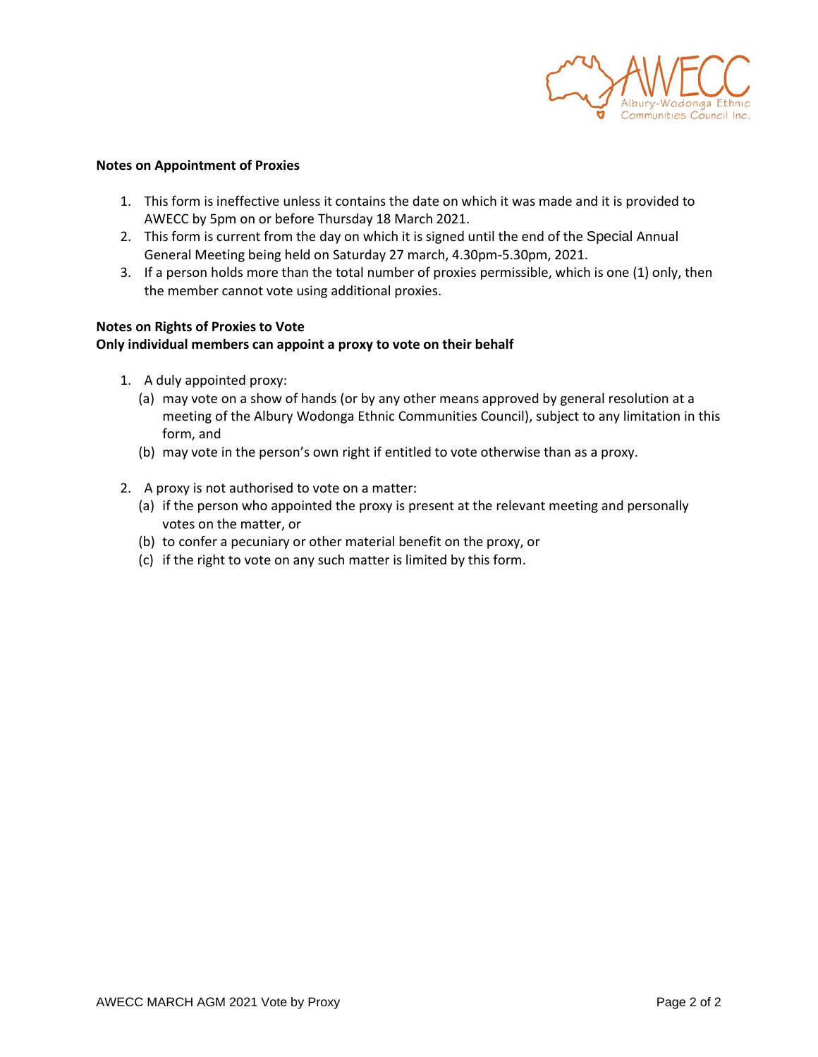**Notes on Appointment of Proxies**

1. This form is ineffective unless it contains the date on which it was made and it is provided to AWECC by 5pm on or before Thursday 18 March 2021.
2. This form is current from the day on which it is signed until the end of the Special Annual General Meeting being held on Saturday 27 march, 4.30pm-5.30pm, 2021.
3. If a person holds more than the total number of proxies permissible, which is one (1) only, then the member cannot vote using additional proxies.

**Notes on Rights of Proxies to Vote**
**Only individual members can appoint a proxy to vote on their behalf**

1. A duly appointed proxy:
   (a) may vote on a show of hands (or by any other means approved by general resolution at a meeting of the Albury Wodonga Ethnic Communities Council), subject to any limitation in this form, and
   (b) may vote in the person's own right if entitled to vote otherwise than as a proxy.

2. A proxy is not authorised to vote on a matter:
   (a) if the person who appointed the proxy is present at the relevant meeting and personally votes on the matter, or
   (b) to confer a pecuniary or other material benefit on the proxy, or
   (c) if the right to vote on any such matter is limited by this form.